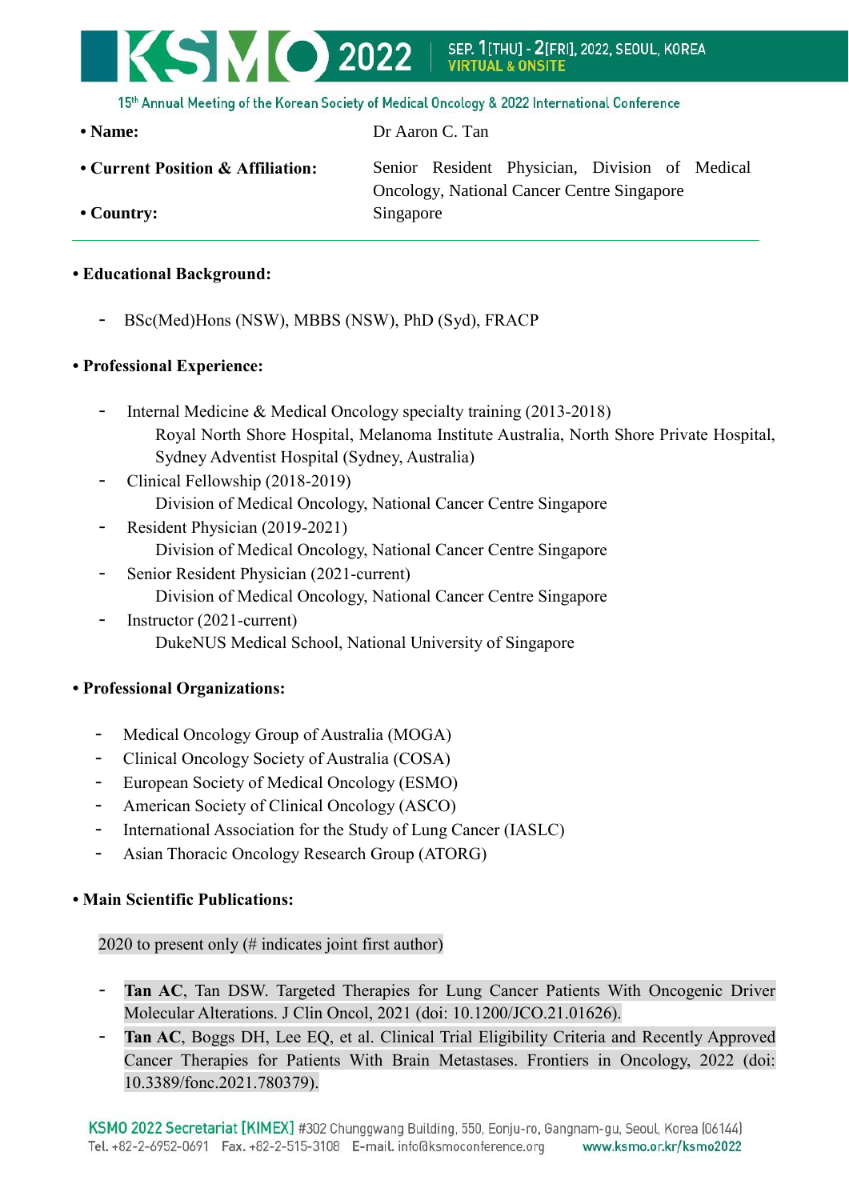- **Name:** Dr Aaron C. Tan
- **Current Position & Affiliation:** Senior Resident Physician, Division of Medical Oncology, National Cancer Centre Singapore
- **Country:** Singapore

---

- **Educational Background:**

  - BSc(Med)Hons (NSW), MBBS (NSW), PhD (Syd), FRACP

- **Professional Experience:**

  - Internal Medicine & Medical Oncology specialty training (2013-2018)
    Royal North Shore Hospital, Melanoma Institute Australia, North Shore Private Hospital, Sydney Adventist Hospital (Sydney, Australia)
  - Clinical Fellowship (2018-2019)
    Division of Medical Oncology, National Cancer Centre Singapore
  - Resident Physician (2019-2021)
    Division of Medical Oncology, National Cancer Centre Singapore
  - Senior Resident Physician (2021-current)
    Division of Medical Oncology, National Cancer Centre Singapore
  - Instructor (2021-current)
    DukeNUS Medical School, National University of Singapore

- **Professional Organizations:**

  - Medical Oncology Group of Australia (MOGA)
  - Clinical Oncology Society of Australia (COSA)
  - European Society of Medical Oncology (ESMO)
  - American Society of Clinical Oncology (ASCO)
  - International Association for the Study of Lung Cancer (IASLC)
  - Asian Thoracic Oncology Research Group (ATORG)

- **Main Scientific Publications:**

  2020 to present only (# indicates joint first author)

  - **Tan AC**, Tan DSW. Targeted Therapies for Lung Cancer Patients With Oncogenic Driver Molecular Alterations. J Clin Oncol, 2021 (doi: 10.1200/JCO.21.01626).
  - **Tan AC**, Boggs DH, Lee EQ, et al. Clinical Trial Eligibility Criteria and Recently Approved Cancer Therapies for Patients With Brain Metastases. Frontiers in Oncology, 2022 (doi: 10.3389/fonc.2021.780379).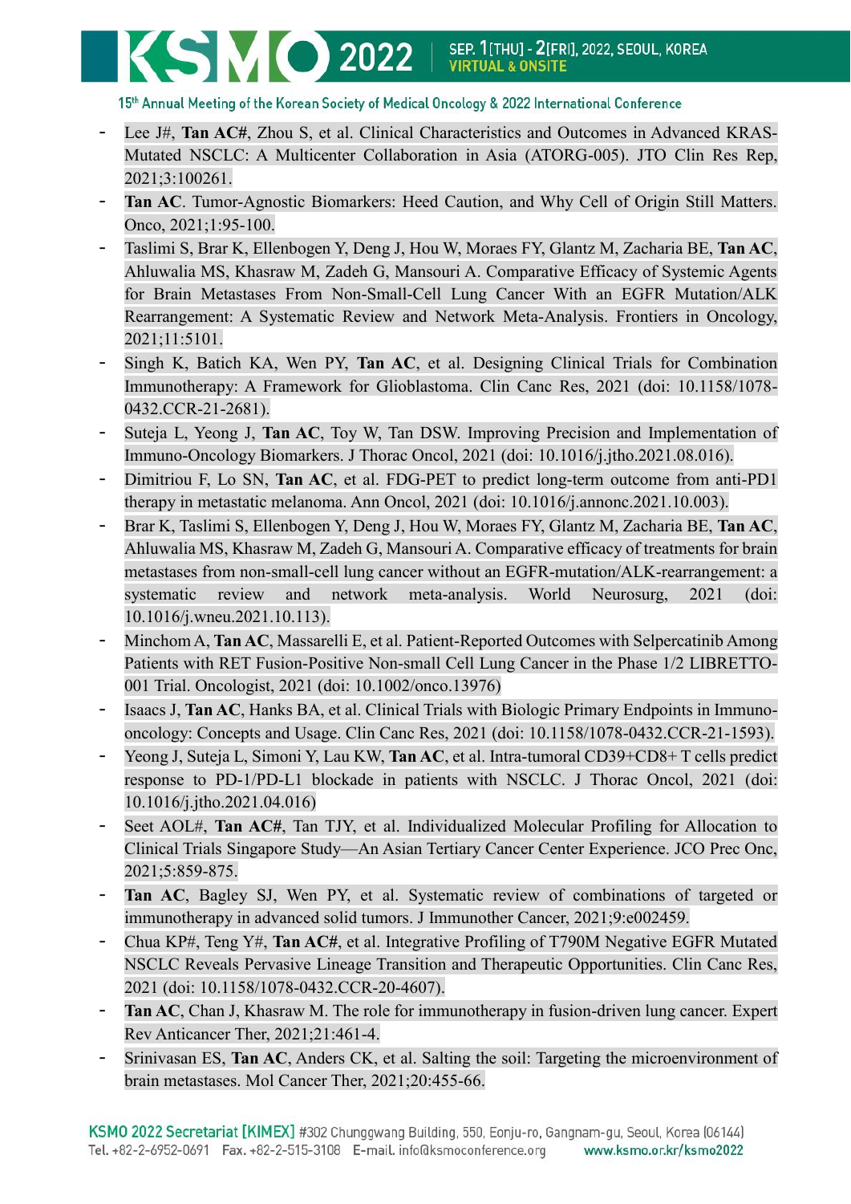- Lee J#, **Tan AC#**, Zhou S, et al. Clinical Characteristics and Outcomes in Advanced KRAS-Mutated NSCLC: A Multicenter Collaboration in Asia (ATORG-005). JTO Clin Res Rep, 2021;3:100261.
- **Tan AC**. Tumor-Agnostic Biomarkers: Heed Caution, and Why Cell of Origin Still Matters. Onco, 2021;1:95-100.
- Taslimi S, Brar K, Ellenbogen Y, Deng J, Hou W, Moraes FY, Glantz M, Zacharia BE, **Tan AC**, Ahluwalia MS, Khasraw M, Zadeh G, Mansouri A. Comparative Efficacy of Systemic Agents for Brain Metastases From Non-Small-Cell Lung Cancer With an EGFR Mutation/ALK Rearrangement: A Systematic Review and Network Meta-Analysis. Frontiers in Oncology, 2021;11:5101.
- Singh K, Batich KA, Wen PY, **Tan AC**, et al. Designing Clinical Trials for Combination Immunotherapy: A Framework for Glioblastoma. Clin Canc Res, 2021 (doi: 10.1158/1078-0432.CCR-21-2681).
- Suteja L, Yeong J, **Tan AC**, Toy W, Tan DSW. Improving Precision and Implementation of Immuno-Oncology Biomarkers. J Thorac Oncol, 2021 (doi: 10.1016/j.jtho.2021.08.016).
- Dimitriou F, Lo SN, **Tan AC**, et al. FDG-PET to predict long-term outcome from anti-PD1 therapy in metastatic melanoma. Ann Oncol, 2021 (doi: 10.1016/j.annonc.2021.10.003).
- Brar K, Taslimi S, Ellenbogen Y, Deng J, Hou W, Moraes FY, Glantz M, Zacharia BE, **Tan AC**, Ahluwalia MS, Khasraw M, Zadeh G, Mansouri A. Comparative efficacy of treatments for brain metastases from non-small-cell lung cancer without an EGFR-mutation/ALK-rearrangement: a systematic review and network meta-analysis. World Neurosurg, 2021 (doi: 10.1016/j.wneu.2021.10.113).
- Minchom A, **Tan AC**, Massarelli E, et al. Patient-Reported Outcomes with Selpercatinib Among Patients with RET Fusion-Positive Non-small Cell Lung Cancer in the Phase 1/2 LIBRETTO-001 Trial. Oncologist, 2021 (doi: 10.1002/onco.13976)
- Isaacs J, **Tan AC**, Hanks BA, et al. Clinical Trials with Biologic Primary Endpoints in Immuno-oncology: Concepts and Usage. Clin Canc Res, 2021 (doi: 10.1158/1078-0432.CCR-21-1593).
- Yeong J, Suteja L, Simoni Y, Lau KW, **Tan AC**, et al. Intra-tumoral CD39+CD8+ T cells predict response to PD-1/PD-L1 blockade in patients with NSCLC. J Thorac Oncol, 2021 (doi: 10.1016/j.jtho.2021.04.016)
- Seet AOL#, **Tan AC#**, Tan TJY, et al. Individualized Molecular Profiling for Allocation to Clinical Trials Singapore Study—An Asian Tertiary Cancer Center Experience. JCO Prec Onc, 2021;5:859-875.
- **Tan AC**, Bagley SJ, Wen PY, et al. Systematic review of combinations of targeted or immunotherapy in advanced solid tumors. J Immunother Cancer, 2021;9:e002459.
- Chua KP#, Teng Y#, **Tan AC#**, et al. Integrative Profiling of T790M Negative EGFR Mutated NSCLC Reveals Pervasive Lineage Transition and Therapeutic Opportunities. Clin Canc Res, 2021 (doi: 10.1158/1078-0432.CCR-20-4607).
- **Tan AC**, Chan J, Khasraw M. The role for immunotherapy in fusion-driven lung cancer. Expert Rev Anticancer Ther, 2021;21:461-4.
- Srinivasan ES, **Tan AC**, Anders CK, et al. Salting the soil: Targeting the microenvironment of brain metastases. Mol Cancer Ther, 2021;20:455-66.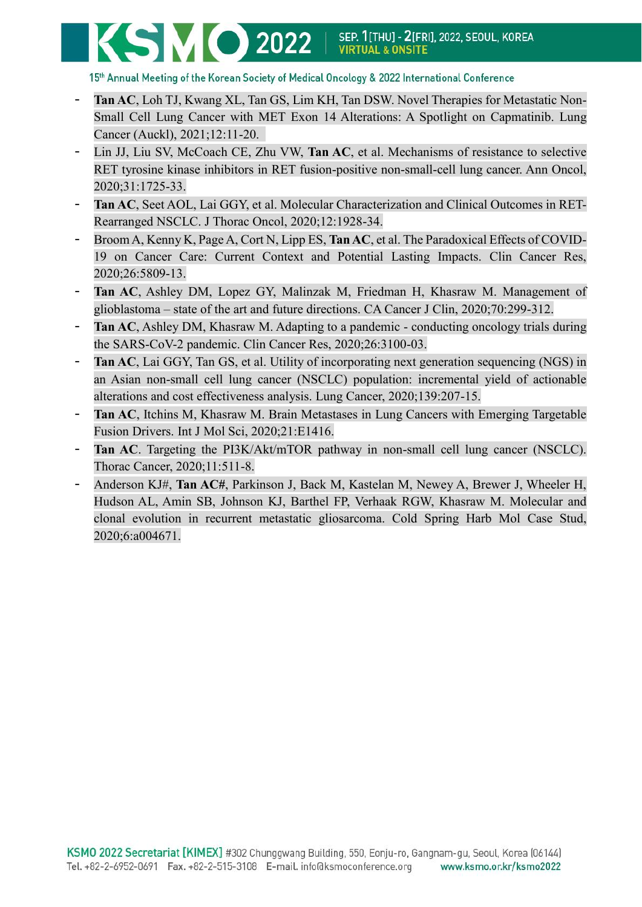- **Tan AC**, Loh TJ, Kwang XL, Tan GS, Lim KH, Tan DSW. Novel Therapies for Metastatic Non-Small Cell Lung Cancer with MET Exon 14 Alterations: A Spotlight on Capmatinib. Lung Cancer (Auckl), 2021;12:11-20.
- Lin JJ, Liu SV, McCoach CE, Zhu VW, **Tan AC**, et al. Mechanisms of resistance to selective RET tyrosine kinase inhibitors in RET fusion-positive non-small-cell lung cancer. Ann Oncol, 2020;31:1725-33.
- **Tan AC**, Seet AOL, Lai GGY, et al. Molecular Characterization and Clinical Outcomes in RET-Rearranged NSCLC. J Thorac Oncol, 2020;12:1928-34.
- Broom A, Kenny K, Page A, Cort N, Lipp ES, **Tan AC**, et al. The Paradoxical Effects of COVID-19 on Cancer Care: Current Context and Potential Lasting Impacts. Clin Cancer Res, 2020;26:5809-13.
- **Tan AC**, Ashley DM, Lopez GY, Malinzak M, Friedman H, Khasraw M. Management of glioblastoma – state of the art and future directions. CA Cancer J Clin, 2020;70:299-312.
- **Tan AC**, Ashley DM, Khasraw M. Adapting to a pandemic - conducting oncology trials during the SARS-CoV-2 pandemic. Clin Cancer Res, 2020;26:3100-03.
- **Tan AC**, Lai GGY, Tan GS, et al. Utility of incorporating next generation sequencing (NGS) in an Asian non-small cell lung cancer (NSCLC) population: incremental yield of actionable alterations and cost effectiveness analysis. Lung Cancer, 2020;139:207-15.
- **Tan AC**, Itchins M, Khasraw M. Brain Metastases in Lung Cancers with Emerging Targetable Fusion Drivers. Int J Mol Sci, 2020;21:E1416.
- **Tan AC**. Targeting the PI3K/Akt/mTOR pathway in non-small cell lung cancer (NSCLC). Thorac Cancer, 2020;11:511-8.
- Anderson KJ#, **Tan AC#**, Parkinson J, Back M, Kastelan M, Newey A, Brewer J, Wheeler H, Hudson AL, Amin SB, Johnson KJ, Barthel FP, Verhaak RGW, Khasraw M. Molecular and clonal evolution in recurrent metastatic gliosarcoma. Cold Spring Harb Mol Case Stud, 2020;6:a004671.